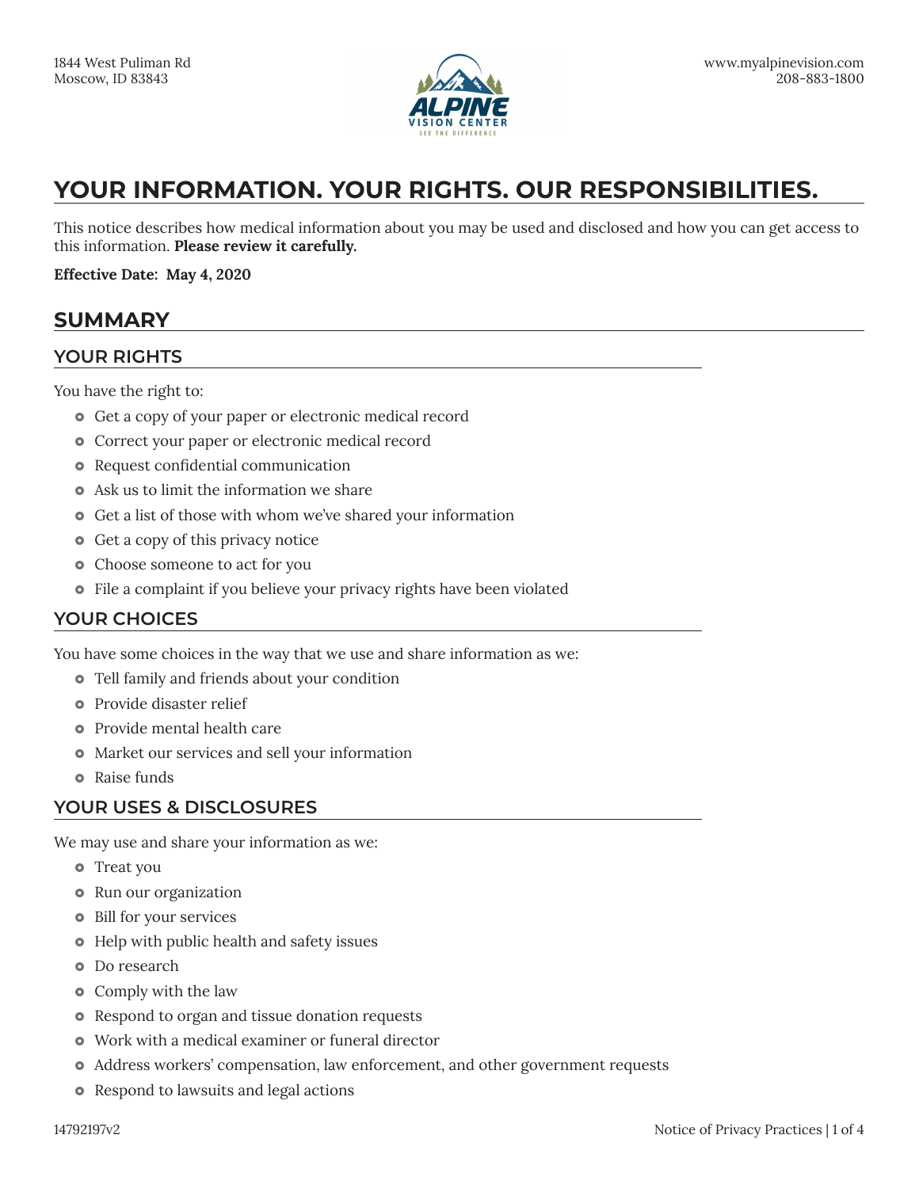1844 West Puliman Rd
Moscow, ID 83843

www.myalpinevision.com
208-883-1800

# YOUR INFORMATION. YOUR RIGHTS. OUR RESPONSIBILITIES.

This notice describes how medical information about you may be used and disclosed and how you can get access to this information. **Please review it carefully.**

**Effective Date: May 4, 2020**

## SUMMARY

### YOUR RIGHTS

You have the right to:

- Get a copy of your paper or electronic medical record
- Correct your paper or electronic medical record
- Request confidential communication
- Ask us to limit the information we share
- Get a list of those with whom we've shared your information
- Get a copy of this privacy notice
- Choose someone to act for you
- File a complaint if you believe your privacy rights have been violated

### YOUR CHOICES

You have some choices in the way that we use and share information as we:

- Tell family and friends about your condition
- Provide disaster relief
- Provide mental health care
- Market our services and sell your information
- Raise funds

### YOUR USES & DISCLOSURES

We may use and share your information as we:

- Treat you
- Run our organization
- Bill for your services
- Help with public health and safety issues
- Do research
- Comply with the law
- Respond to organ and tissue donation requests
- Work with a medical examiner or funeral director
- Address workers' compensation, law enforcement, and other government requests
- Respond to lawsuits and legal actions

14792197v2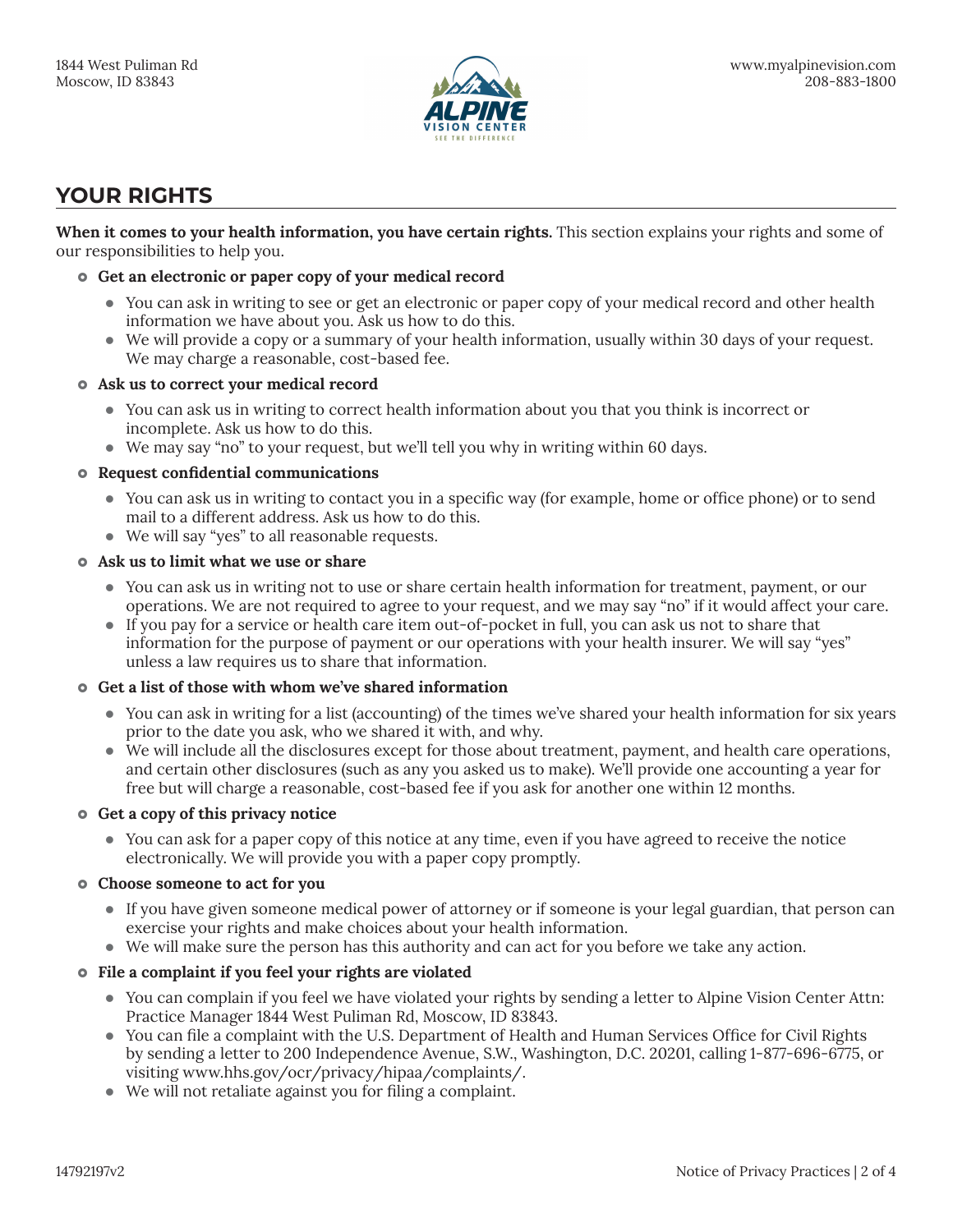## YOUR RIGHTS

**When it comes to your health information, you have certain rights.** This section explains your rights and some of our responsibilities to help you.

- **Get an electronic or paper copy of your medical record**
  - You can ask in writing to see or get an electronic or paper copy of your medical record and other health information we have about you. Ask us how to do this.
  - We will provide a copy or a summary of your health information, usually within 30 days of your request. We may charge a reasonable, cost-based fee.
- **Ask us to correct your medical record**
  - You can ask us in writing to correct health information about you that you think is incorrect or incomplete. Ask us how to do this.
  - We may say "no" to your request, but we'll tell you why in writing within 60 days.
- **Request confidential communications**
  - You can ask us in writing to contact you in a specific way (for example, home or office phone) or to send mail to a different address. Ask us how to do this.
  - We will say "yes" to all reasonable requests.
- **Ask us to limit what we use or share**
  - You can ask us in writing not to use or share certain health information for treatment, payment, or our operations. We are not required to agree to your request, and we may say "no" if it would affect your care.
  - If you pay for a service or health care item out-of-pocket in full, you can ask us not to share that information for the purpose of payment or our operations with your health insurer. We will say "yes" unless a law requires us to share that information.
- **Get a list of those with whom we've shared information**
  - You can ask in writing for a list (accounting) of the times we've shared your health information for six years prior to the date you ask, who we shared it with, and why.
  - We will include all the disclosures except for those about treatment, payment, and health care operations, and certain other disclosures (such as any you asked us to make). We'll provide one accounting a year for free but will charge a reasonable, cost-based fee if you ask for another one within 12 months.
- **Get a copy of this privacy notice**
  - You can ask for a paper copy of this notice at any time, even if you have agreed to receive the notice electronically. We will provide you with a paper copy promptly.
- **Choose someone to act for you**
  - If you have given someone medical power of attorney or if someone is your legal guardian, that person can exercise your rights and make choices about your health information.
  - We will make sure the person has this authority and can act for you before we take any action.
- **File a complaint if you feel your rights are violated**
  - You can complain if you feel we have violated your rights by sending a letter to Alpine Vision Center Attn: Practice Manager 1844 West Puliman Rd, Moscow, ID 83843.
  - You can file a complaint with the U.S. Department of Health and Human Services Office for Civil Rights by sending a letter to 200 Independence Avenue, S.W., Washington, D.C. 20201, calling 1-877-696-6775, or visiting www.hhs.gov/ocr/privacy/hipaa/complaints/.
  - We will not retaliate against you for filing a complaint.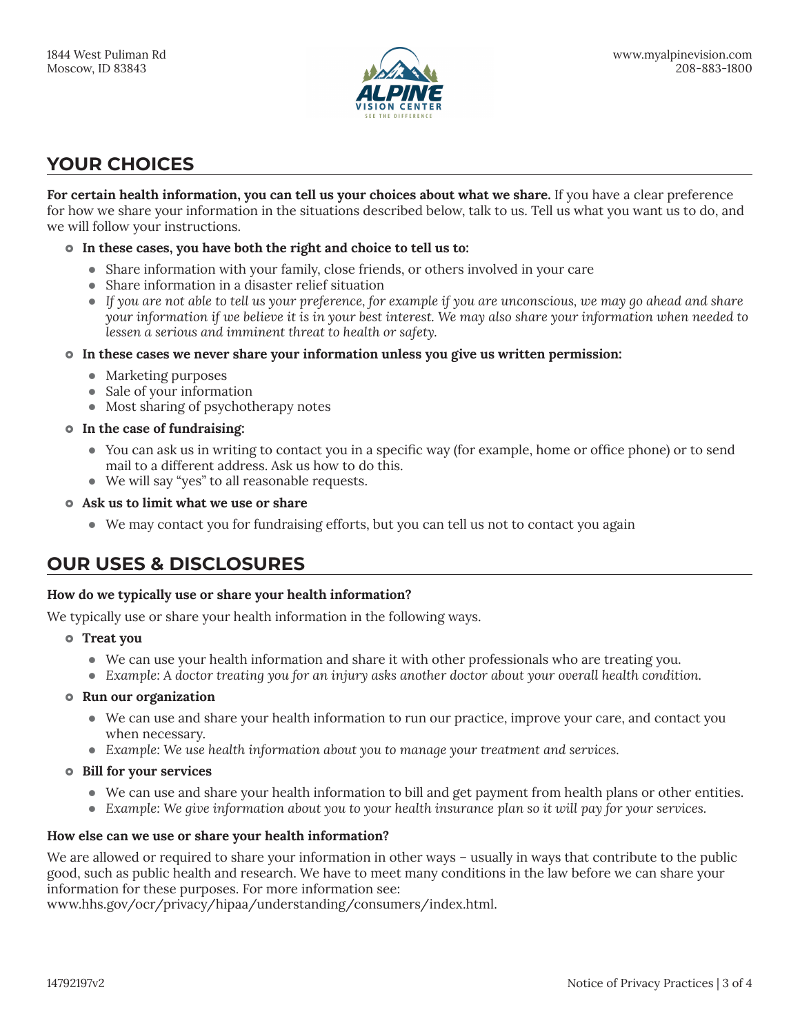1844 West Puliman Rd
Moscow, ID 83843

www.myalpinevision.com
208-883-1800

## YOUR CHOICES

**For certain health information, you can tell us your choices about what we share.** If you have a clear preference for how we share your information in the situations described below, talk to us. Tell us what you want us to do, and we will follow your instructions.

- **In these cases, you have both the right and choice to tell us to:**
  - Share information with your family, close friends, or others involved in your care
  - Share information in a disaster relief situation
  - *If you are not able to tell us your preference, for example if you are unconscious, we may go ahead and share your information if we believe it is in your best interest. We may also share your information when needed to lessen a serious and imminent threat to health or safety.*
- **In these cases we never share your information unless you give us written permission:**
  - Marketing purposes
  - Sale of your information
  - Most sharing of psychotherapy notes
- **In the case of fundraising:**
  - You can ask us in writing to contact you in a specific way (for example, home or office phone) or to send mail to a different address. Ask us how to do this.
  - We will say "yes" to all reasonable requests.
- **Ask us to limit what we use or share**
  - We may contact you for fundraising efforts, but you can tell us not to contact you again

## OUR USES & DISCLOSURES

**How do we typically use or share your health information?**

We typically use or share your health information in the following ways.

- **Treat you**
  - We can use your health information and share it with other professionals who are treating you.
  - *Example: A doctor treating you for an injury asks another doctor about your overall health condition.*
- **Run our organization**
  - We can use and share your health information to run our practice, improve your care, and contact you when necessary.
  - *Example: We use health information about you to manage your treatment and services.*
- **Bill for your services**
  - We can use and share your health information to bill and get payment from health plans or other entities.
  - *Example: We give information about you to your health insurance plan so it will pay for your services.*

**How else can we use or share your health information?**

We are allowed or required to share your information in other ways – usually in ways that contribute to the public good, such as public health and research. We have to meet many conditions in the law before we can share your information for these purposes. For more information see: www.hhs.gov/ocr/privacy/hipaa/understanding/consumers/index.html.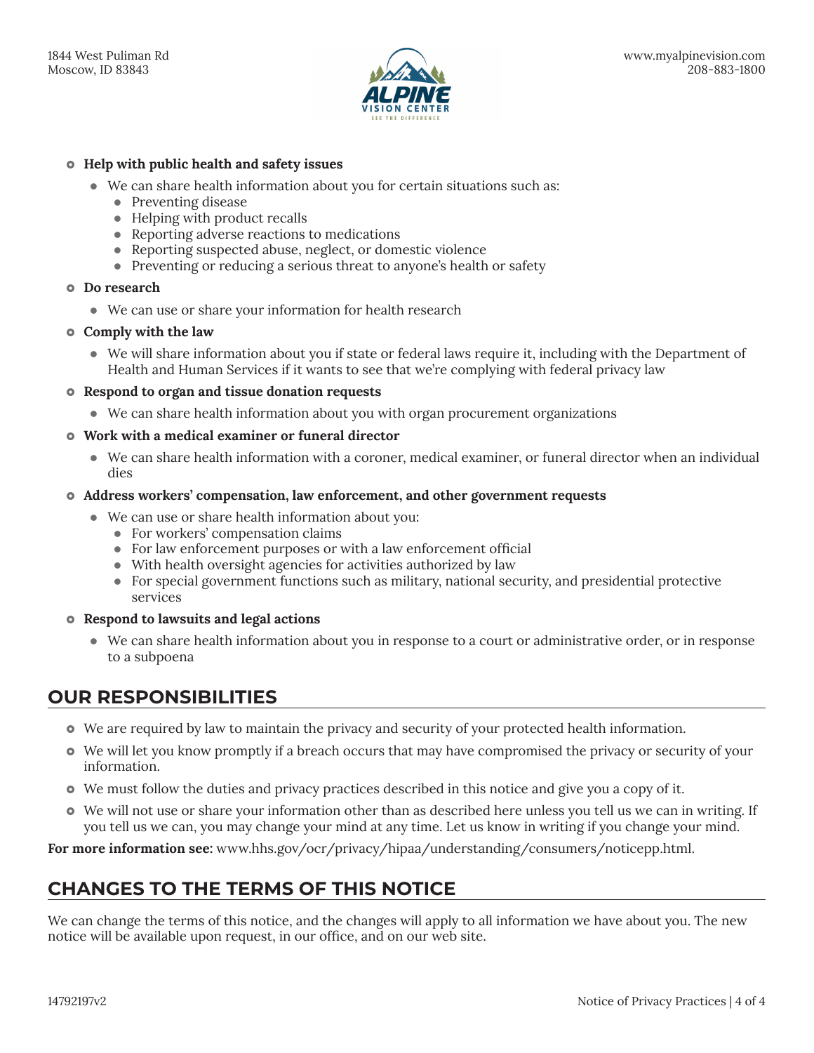- **Help with public health and safety issues**
  - We can share health information about you for certain situations such as:
    - Preventing disease
    - Helping with product recalls
    - Reporting adverse reactions to medications
    - Reporting suspected abuse, neglect, or domestic violence
    - Preventing or reducing a serious threat to anyone's health or safety
- **Do research**
  - We can use or share your information for health research
- **Comply with the law**
  - We will share information about you if state or federal laws require it, including with the Department of Health and Human Services if it wants to see that we're complying with federal privacy law
- **Respond to organ and tissue donation requests**
  - We can share health information about you with organ procurement organizations
- **Work with a medical examiner or funeral director**
  - We can share health information with a coroner, medical examiner, or funeral director when an individual dies
- **Address workers' compensation, law enforcement, and other government requests**
  - We can use or share health information about you:
    - For workers' compensation claims
    - For law enforcement purposes or with a law enforcement official
    - With health oversight agencies for activities authorized by law
    - For special government functions such as military, national security, and presidential protective services
- **Respond to lawsuits and legal actions**
  - We can share health information about you in response to a court or administrative order, or in response to a subpoena

## OUR RESPONSIBILITIES

- We are required by law to maintain the privacy and security of your protected health information.
- We will let you know promptly if a breach occurs that may have compromised the privacy or security of your information.
- We must follow the duties and privacy practices described in this notice and give you a copy of it.
- We will not use or share your information other than as described here unless you tell us we can in writing. If you tell us we can, you may change your mind at any time. Let us know in writing if you change your mind.

**For more information see:** www.hhs.gov/ocr/privacy/hipaa/understanding/consumers/noticepp.html.

## CHANGES TO THE TERMS OF THIS NOTICE

We can change the terms of this notice, and the changes will apply to all information we have about you. The new notice will be available upon request, in our office, and on our web site.